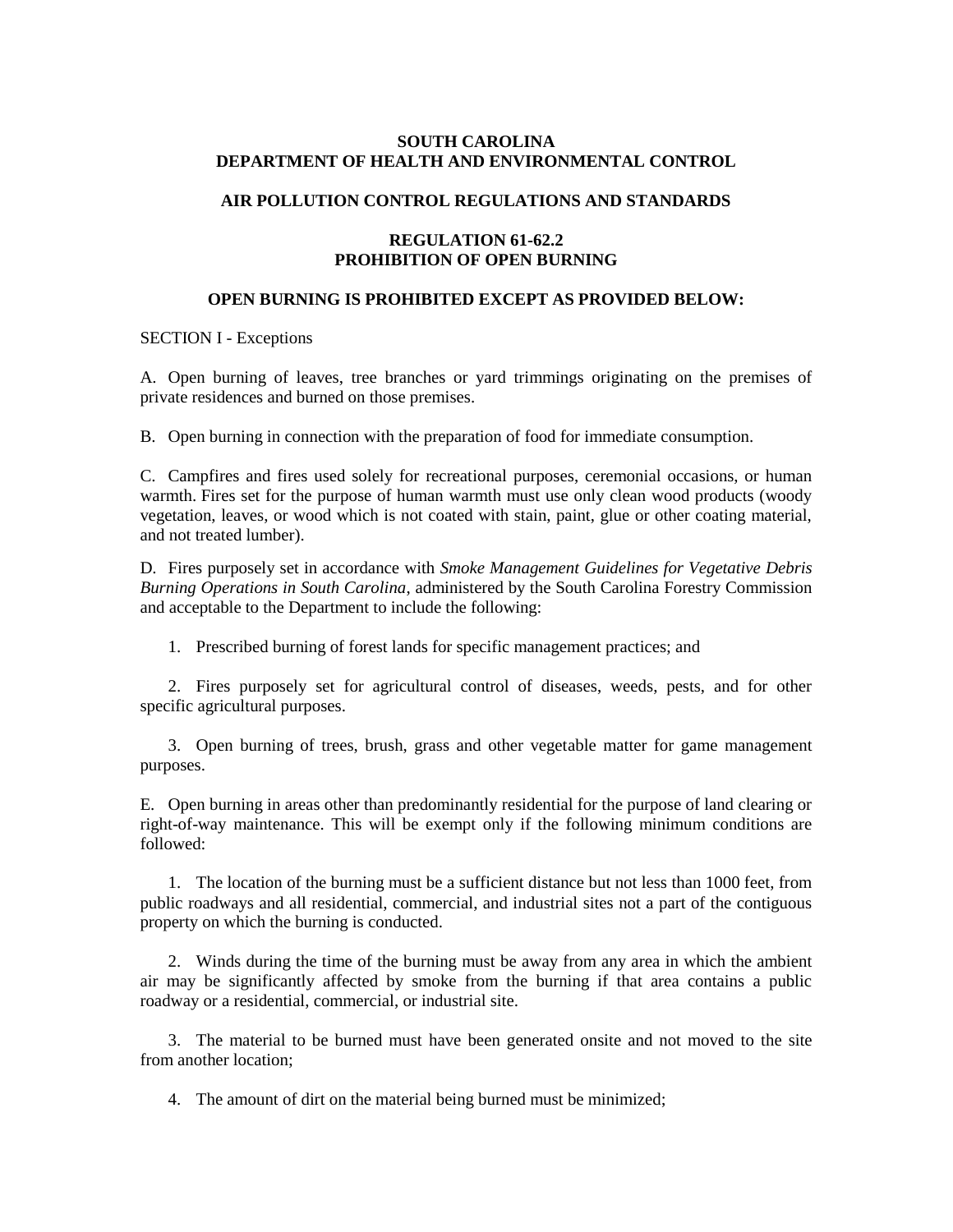**SOUTH CAROLINA**
**DEPARTMENT OF HEALTH AND ENVIRONMENTAL CONTROL**

**AIR POLLUTION CONTROL REGULATIONS AND STANDARDS**

**REGULATION 61-62.2**
**PROHIBITION OF OPEN BURNING**

**OPEN BURNING IS PROHIBITED EXCEPT AS PROVIDED BELOW:**

SECTION I - Exceptions

A. Open burning of leaves, tree branches or yard trimmings originating on the premises of private residences and burned on those premises.

B. Open burning in connection with the preparation of food for immediate consumption.

C. Campfires and fires used solely for recreational purposes, ceremonial occasions, or human warmth. Fires set for the purpose of human warmth must use only clean wood products (woody vegetation, leaves, or wood which is not coated with stain, paint, glue or other coating material, and not treated lumber).

D. Fires purposely set in accordance with *Smoke Management Guidelines for Vegetative Debris Burning Operations in South Carolina*, administered by the South Carolina Forestry Commission and acceptable to the Department to include the following:

1. Prescribed burning of forest lands for specific management practices; and

2. Fires purposely set for agricultural control of diseases, weeds, pests, and for other specific agricultural purposes.

3. Open burning of trees, brush, grass and other vegetable matter for game management purposes.

E. Open burning in areas other than predominantly residential for the purpose of land clearing or right-of-way maintenance. This will be exempt only if the following minimum conditions are followed:

1. The location of the burning must be a sufficient distance but not less than 1000 feet, from public roadways and all residential, commercial, and industrial sites not a part of the contiguous property on which the burning is conducted.

2. Winds during the time of the burning must be away from any area in which the ambient air may be significantly affected by smoke from the burning if that area contains a public roadway or a residential, commercial, or industrial site.

3. The material to be burned must have been generated onsite and not moved to the site from another location;

4. The amount of dirt on the material being burned must be minimized;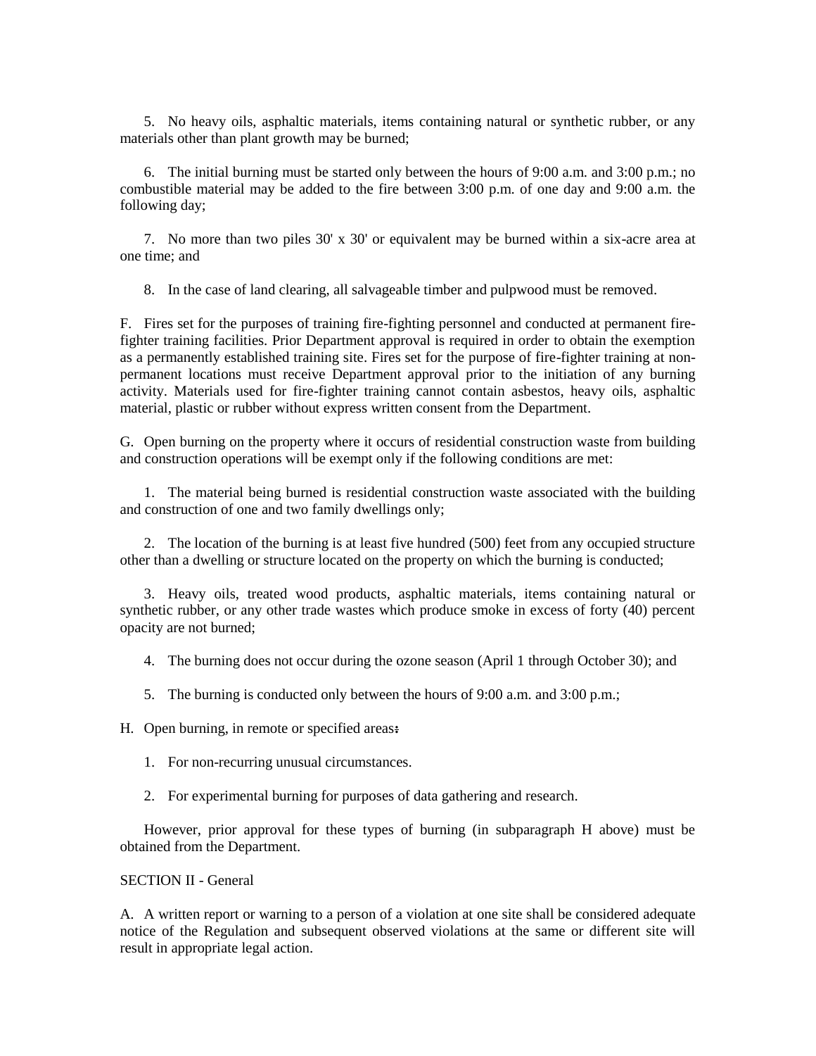5. No heavy oils, asphaltic materials, items containing natural or synthetic rubber, or any materials other than plant growth may be burned;

6. The initial burning must be started only between the hours of 9:00 a.m. and 3:00 p.m.; no combustible material may be added to the fire between 3:00 p.m. of one day and 9:00 a.m. the following day;

7. No more than two piles 30' x 30' or equivalent may be burned within a six-acre area at one time; and

8. In the case of land clearing, all salvageable timber and pulpwood must be removed.

F. Fires set for the purposes of training fire-fighting personnel and conducted at permanent fire-fighter training facilities. Prior Department approval is required in order to obtain the exemption as a permanently established training site. Fires set for the purpose of fire-fighter training at non-permanent locations must receive Department approval prior to the initiation of any burning activity. Materials used for fire-fighter training cannot contain asbestos, heavy oils, asphaltic material, plastic or rubber without express written consent from the Department.

G. Open burning on the property where it occurs of residential construction waste from building and construction operations will be exempt only if the following conditions are met:

1. The material being burned is residential construction waste associated with the building and construction of one and two family dwellings only;

2. The location of the burning is at least five hundred (500) feet from any occupied structure other than a dwelling or structure located on the property on which the burning is conducted;

3. Heavy oils, treated wood products, asphaltic materials, items containing natural or synthetic rubber, or any other trade wastes which produce smoke in excess of forty (40) percent opacity are not burned;

4. The burning does not occur during the ozone season (April 1 through October 30); and

5. The burning is conducted only between the hours of 9:00 a.m. and 3:00 p.m.;

H. Open burning, in remote or specified areas:

1. For non-recurring unusual circumstances.

2. For experimental burning for purposes of data gathering and research.

However, prior approval for these types of burning (in subparagraph H above) must be obtained from the Department.

SECTION II - General

A. A written report or warning to a person of a violation at one site shall be considered adequate notice of the Regulation and subsequent observed violations at the same or different site will result in appropriate legal action.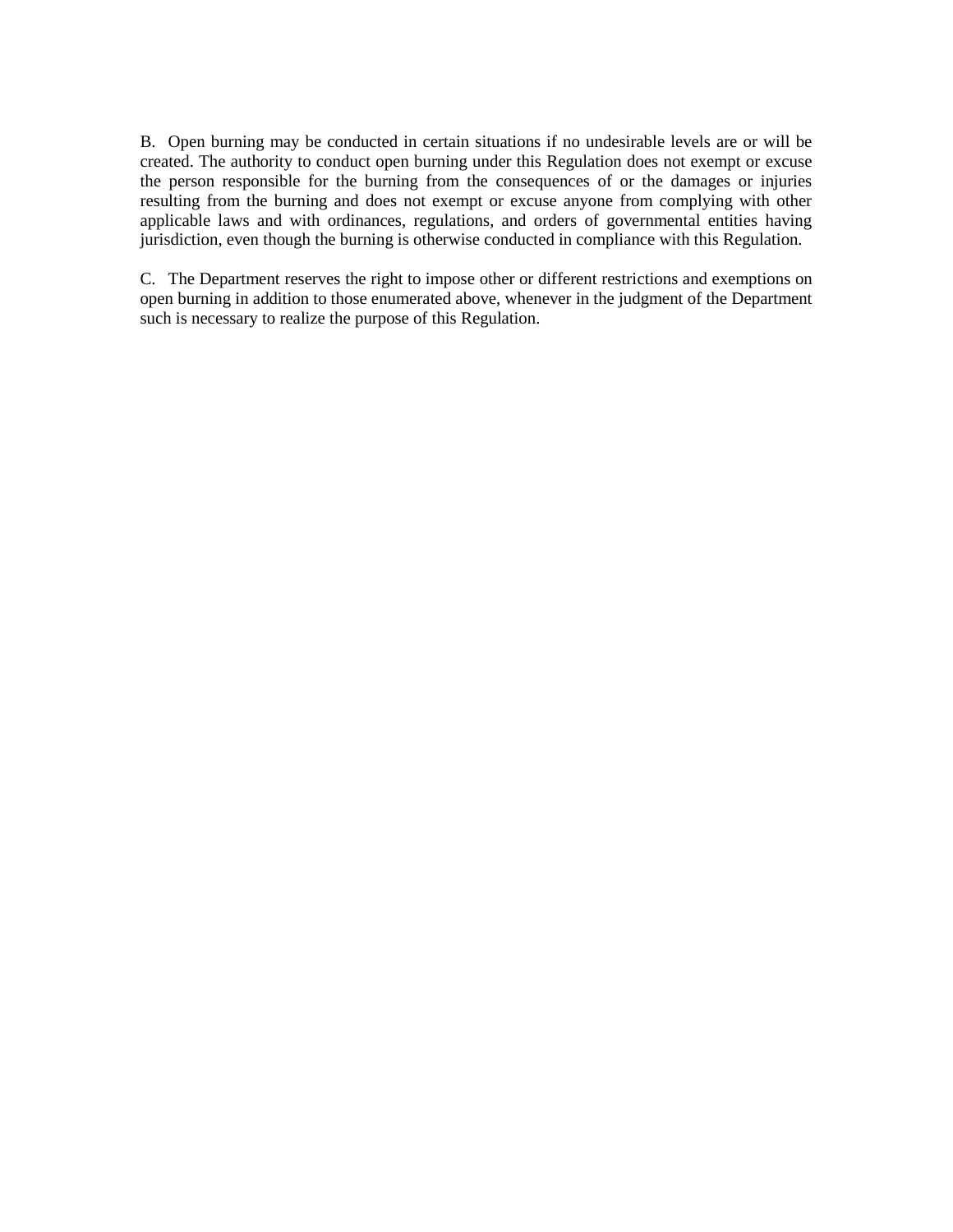B. Open burning may be conducted in certain situations if no undesirable levels are or will be created. The authority to conduct open burning under this Regulation does not exempt or excuse the person responsible for the burning from the consequences of or the damages or injuries resulting from the burning and does not exempt or excuse anyone from complying with other applicable laws and with ordinances, regulations, and orders of governmental entities having jurisdiction, even though the burning is otherwise conducted in compliance with this Regulation.

C. The Department reserves the right to impose other or different restrictions and exemptions on open burning in addition to those enumerated above, whenever in the judgment of the Department such is necessary to realize the purpose of this Regulation.